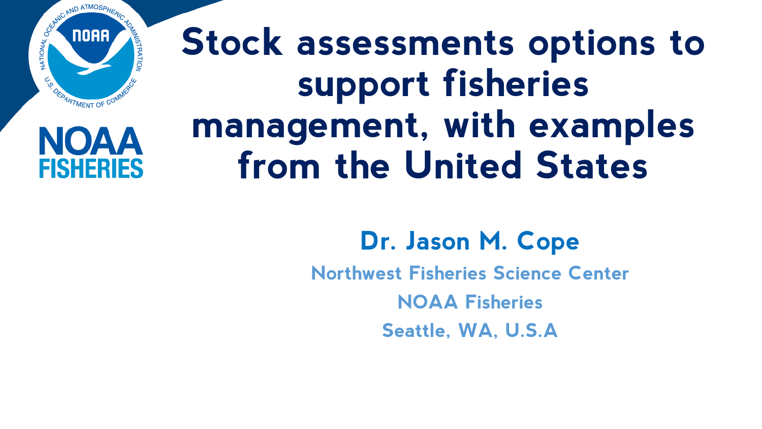# Stock assessments options to support fisheries management, with examples from the United States

**Dr. Jason M. Cope**

Northwest Fisheries Science Center

NOAA Fisheries

Seattle, WA, U.S.A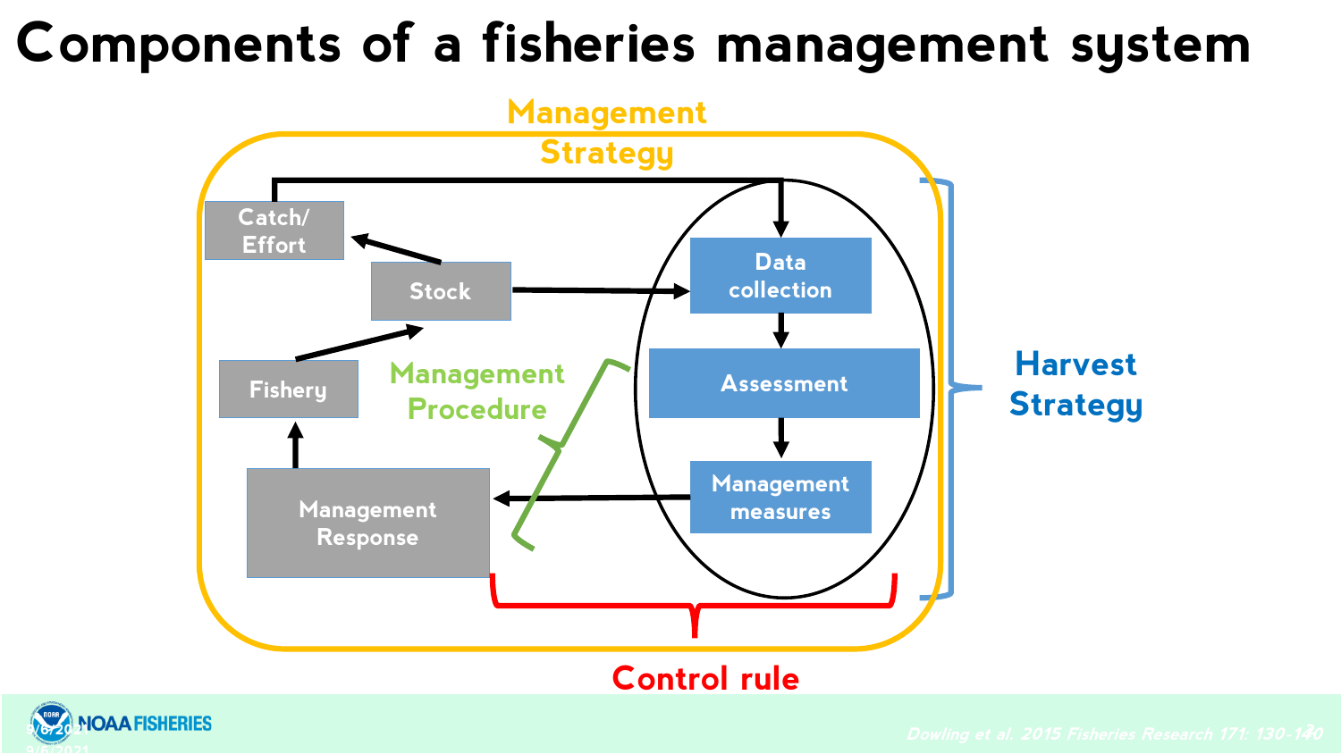# Components of a fisheries management system

Management Strategy

Catch/ Effort

Stock

Fishery

Management Response

Data collection

Assessment

Management measures

Management Procedure

Harvest Strategy

Control rule

Dowling et al. 2015 Fisheries Research 171: 130-140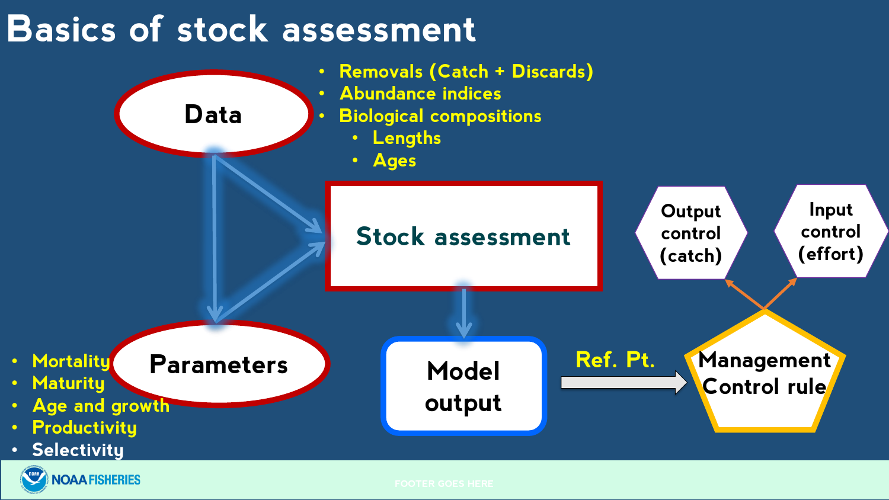# Basics of stock assessment

**Data**

- Removals (Catch + Discards)
- Abundance indices
- Biological compositions
  - Lengths
  - Ages

**Stock assessment**

**Parameters**

- Mortality
- Maturity
- Age and growth
- Productivity
- Selectivity

**Model output**

Ref. Pt.

**Management Control rule**

- Output control (catch)
- Input control (effort)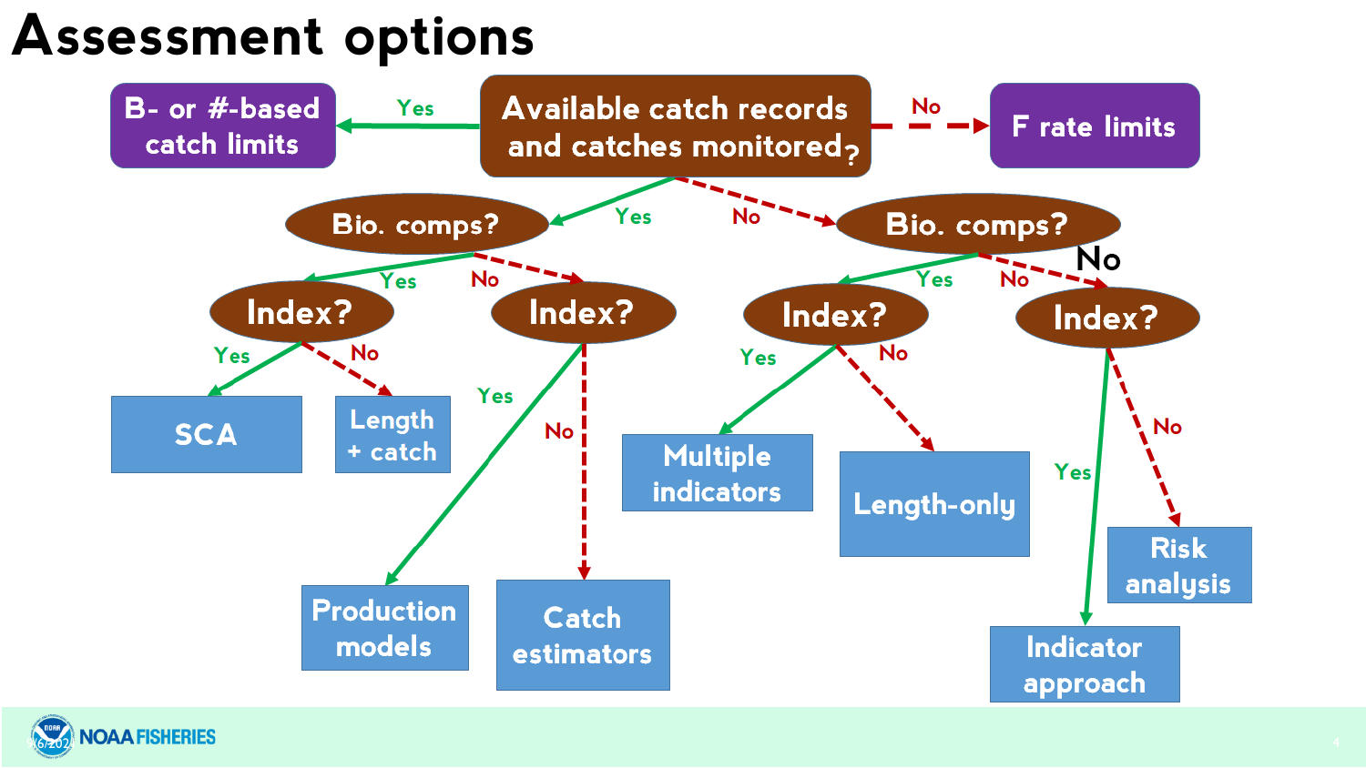# Assessment options

**Available catch records and catches monitored?**

- **Yes** → B- or #-based catch limits
  - **Bio. comps?**
    - **Yes** → **Index?**
      - Yes → SCA
      - No → Length + catch
    - **No** → **Index?**
      - Yes → Production models
      - No → Catch estimators
- **No** → F rate limits
  - **Bio. comps?**
    - **Yes** → **Index?**
      - Yes → Multiple indicators
      - No → Length-only
    - **No** → **Index?**
      - Yes → Indicator approach
      - No → Risk analysis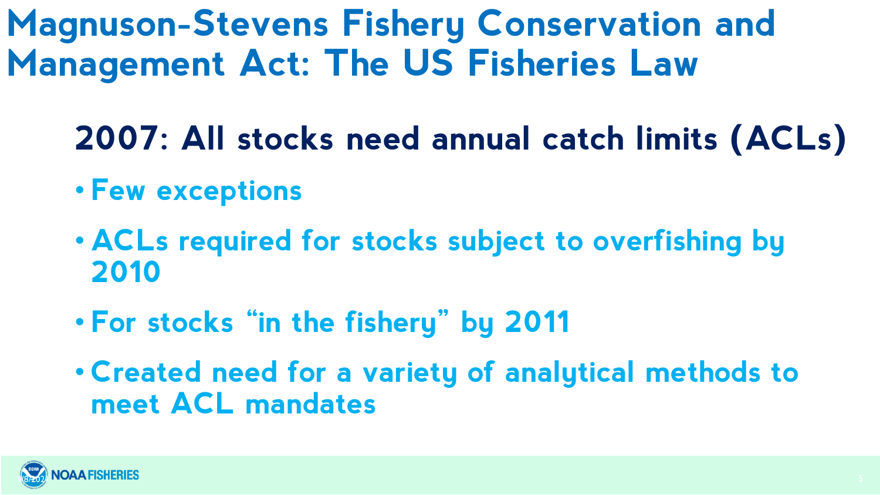# Magnuson-Stevens Fishery Conservation and Management Act: The US Fisheries Law

## 2007: All stocks need annual catch limits (ACLs)

- Few exceptions
- ACLs required for stocks subject to overfishing by 2010
- For stocks "in the fishery" by 2011
- Created need for a variety of analytical methods to meet ACL mandates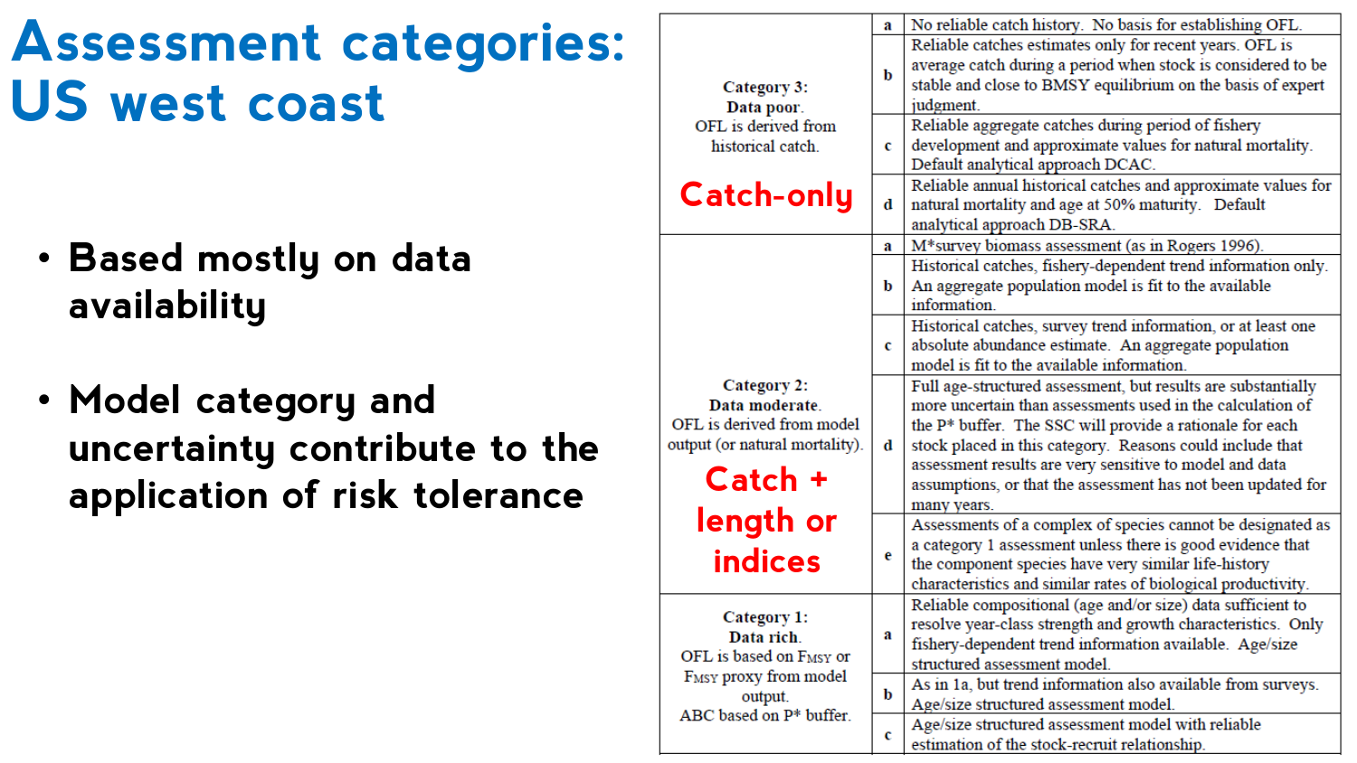# Assessment categories: US west coast

- Based mostly on data availability
- Model category and uncertainty contribute to the application of risk tolerance

| Category | | Description |
|---|---|---|
| **Category 3:** **Data poor.** OFL is derived from historical catch. **Catch-only** | a | No reliable catch history. No basis for establishing OFL. |
| | b | Reliable catches estimates only for recent years. OFL is average catch during a period when stock is considered to be stable and close to BMSY equilibrium on the basis of expert judgment. |
| | c | Reliable aggregate catches during period of fishery development and approximate values for natural mortality. Default analytical approach DCAC. |
| | d | Reliable annual historical catches and approximate values for natural mortality and age at 50% maturity. Default analytical approach DB-SRA. |
| **Category 2:** **Data moderate.** OFL is derived from model output (or natural mortality). **Catch + length or indices** | a | M*survey biomass assessment (as in Rogers 1996). |
| | b | Historical catches, fishery-dependent trend information only. An aggregate population model is fit to the available information. |
| | c | Historical catches, survey trend information, or at least one absolute abundance estimate. An aggregate population model is fit to the available information. |
| | d | Full age-structured assessment, but results are substantially more uncertain than assessments used in the calculation of the P* buffer. The SSC will provide a rationale for each stock placed in this category. Reasons could include that assessment results are very sensitive to model and data assumptions, or that the assessment has not been updated for many years. |
| | e | Assessments of a complex of species cannot be designated as a category 1 assessment unless there is good evidence that the component species have very similar life-history characteristics and similar rates of biological productivity. |
| **Category 1:** **Data rich.** OFL is based on $F_{MSY}$ or $F_{MSY}$ proxy from model output. ABC based on P* buffer. | a | Reliable compositional (age and/or size) data sufficient to resolve year-class strength and growth characteristics. Only fishery-dependent trend information available. Age/size structured assessment model. |
| | b | As in 1a, but trend information also available from surveys. Age/size structured assessment model. |
| | c | Age/size structured assessment model with reliable estimation of the stock-recruit relationship. |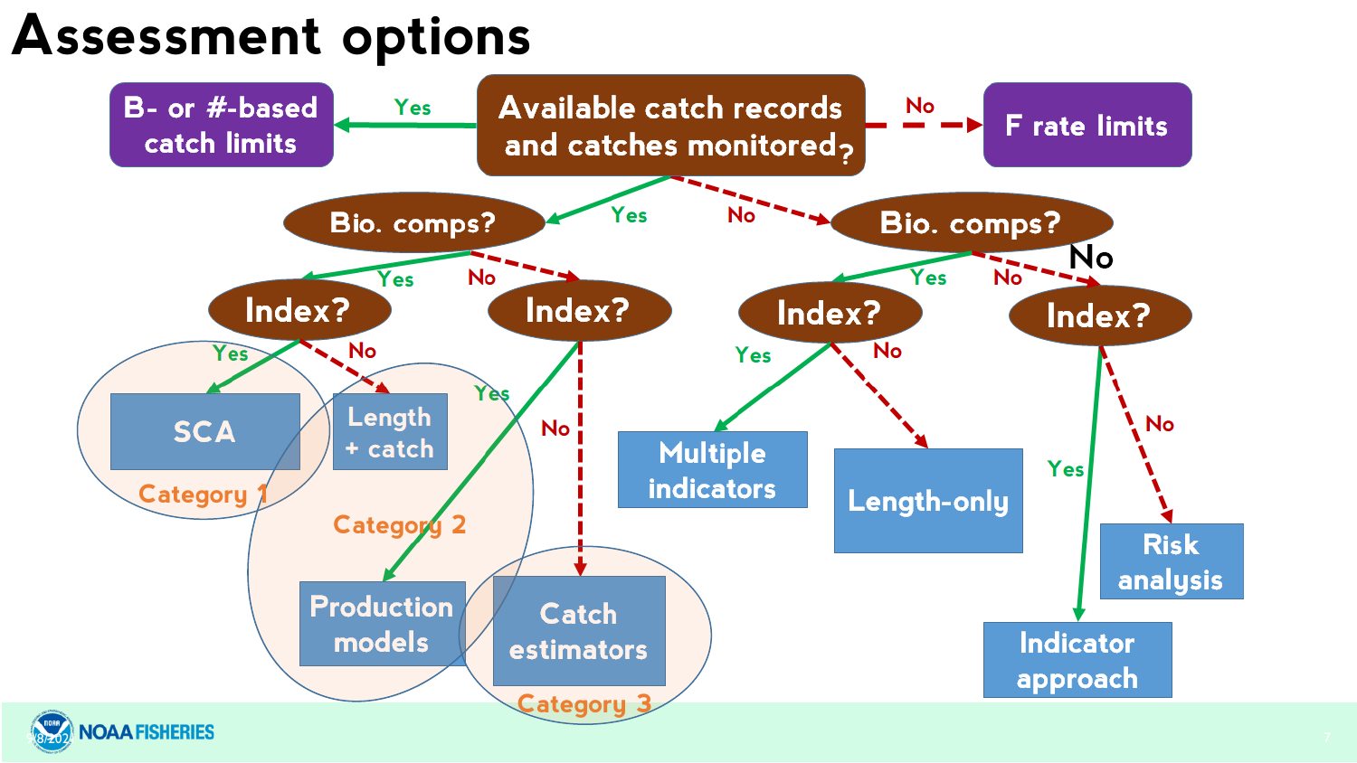# Assessment options

- **Available catch records and catches monitored?**
  - **Yes** → B- or #-based catch limits
    - **Bio. comps?**
      - **Yes** → **Index?**
        - **Yes** → SCA (Category 1)
        - **No** → Length + catch (Category 2)
      - **No** → **Index?**
        - **Yes** → Production models (Category 2)
        - **No** → Catch estimators (Category 3)
  - **No** → F rate limits
    - **Bio. comps?**
      - **Yes** → **Index?**
        - **Yes** → Multiple indicators
        - **No** → Length-only
      - **No** → **Index?**
        - **Yes** → Indicator approach
        - **No** → Risk analysis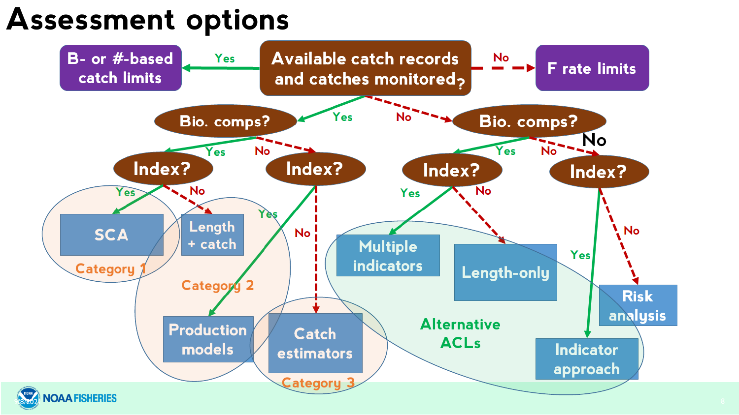# Assessment options

**Available catch records and catches monitored?**

- **Yes** → B- or #-based catch limits
- **No** → F rate limits

**Catches monitored: Yes → Bio. comps?**

- **Yes → Index?**
  - Yes → SCA (Category 1)
  - No → Length + catch (Category 2)
- **No → Index?**
  - Yes → Production models (Category 2)
  - No → Catch estimators (Category 3)

**Catches monitored: No → Bio. comps?**

- **Yes → Index?**
  - Yes → Multiple indicators (Alternative ACLs)
  - No → Length-only (Alternative ACLs)
- **No → Index?**
  - Yes → Indicator approach (Alternative ACLs)
  - No → Risk analysis

Category 1

Category 2

Category 3

Alternative ACLs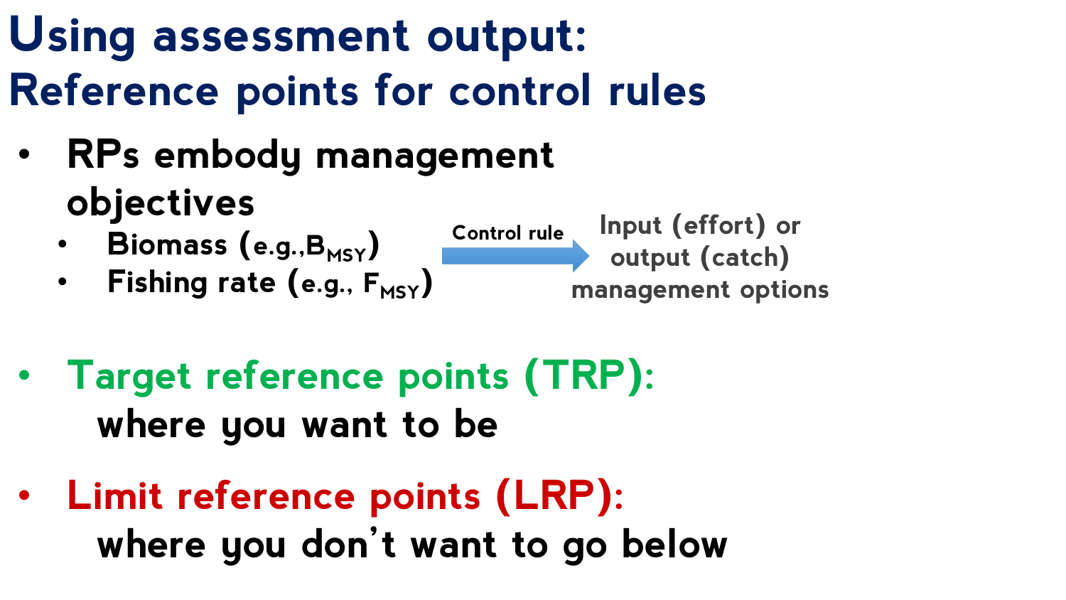# Using assessment output:
## Reference points for control rules

- **RPs embody management objectives**
  - **Biomass (e.g.,$B_{MSY}$)**
  - **Fishing rate (e.g., $F_{MSY}$)**

**Control rule** → **Input (effort) or output (catch) management options**

- **Target reference points (TRP):** where you want to be

- **Limit reference points (LRP):** where you don't want to go below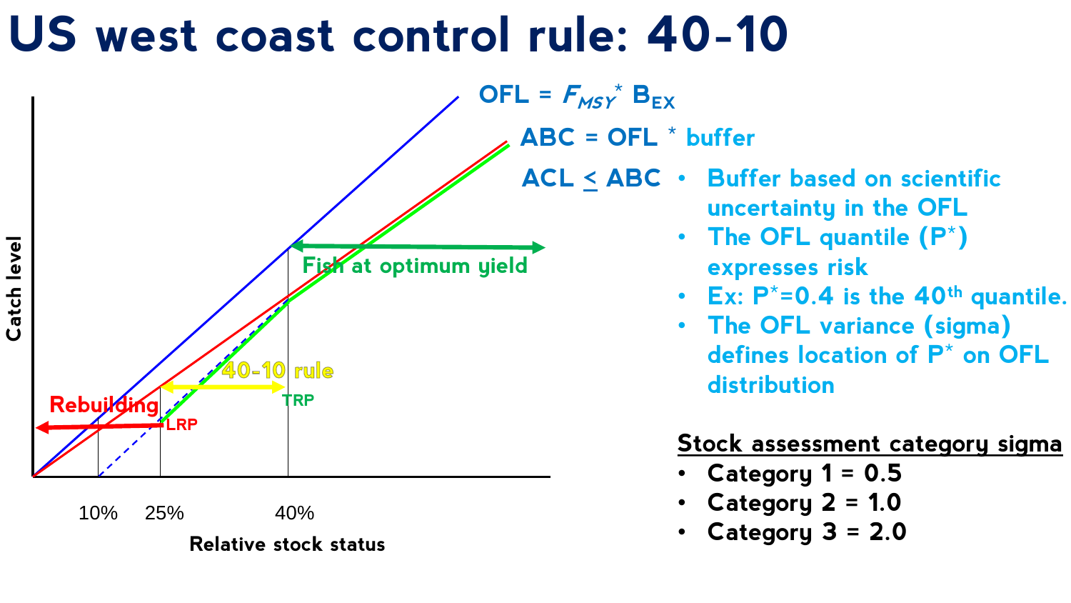# US west coast control rule: 40-10

OFL = $F_{MSY}$ * $B_{EX}$

ABC = OFL * buffer

ACL ≤ ABC

- Buffer based on scientific uncertainty in the OFL
- The OFL quantile (P*) expresses risk
- Ex: P*=0.4 is the 40th quantile.
- The OFL variance (sigma) defines location of P* on OFL distribution

Fish at optimum yield

40-10 rule

Rebuilding

TRP

LRP

Catch level

10% 25% 40%

Relative stock status

**Stock assessment category sigma**

- Category 1 = 0.5
- Category 2 = 1.0
- Category 3 = 2.0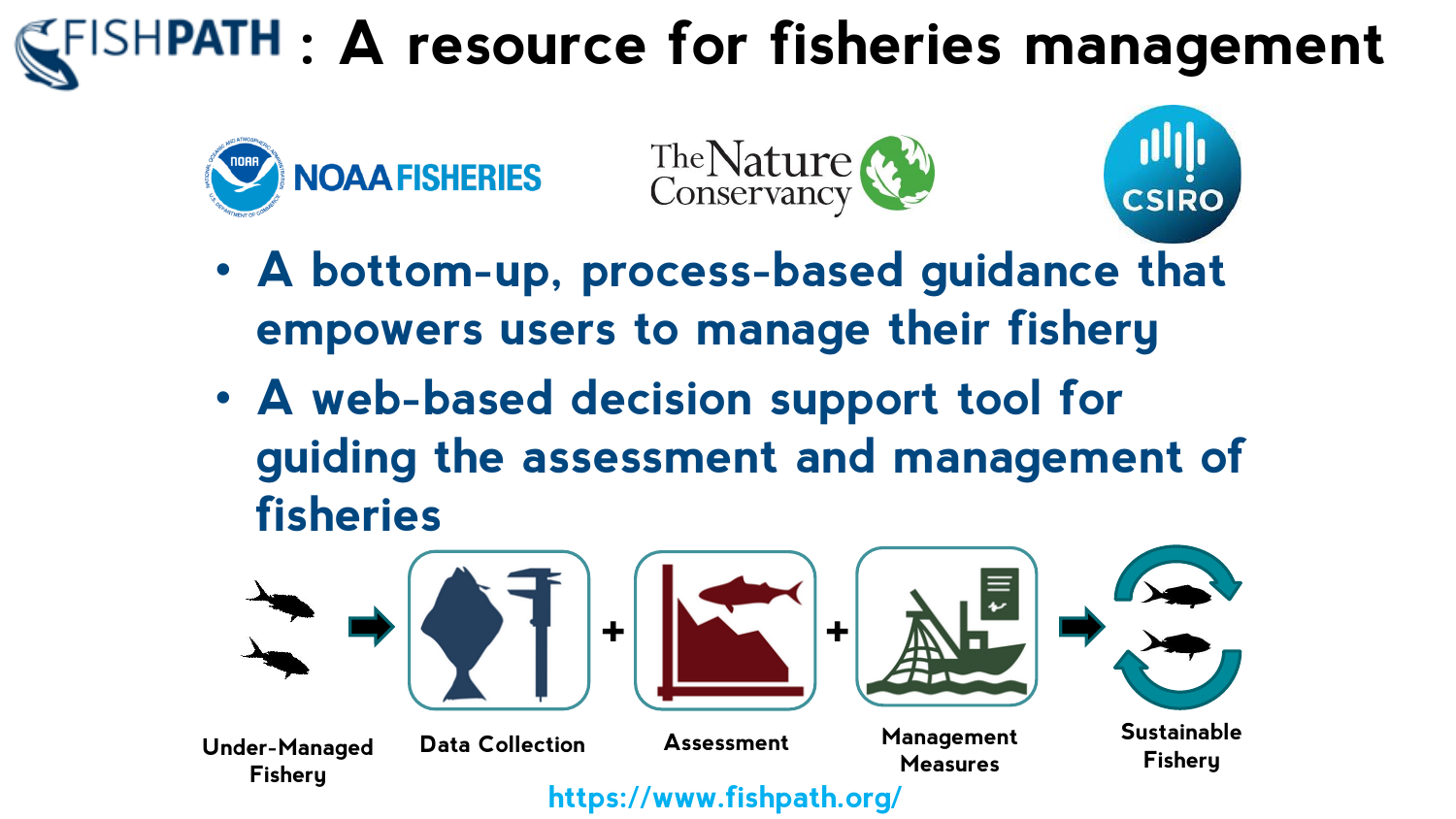# FISHPATH : A resource for fisheries management

NOAA FISHERIES | The Nature Conservancy | CSIRO

- A bottom-up, process-based guidance that empowers users to manage their fishery
- A web-based decision support tool for guiding the assessment and management of fisheries

Under-Managed Fishery → Data Collection + Assessment + Management Measures → Sustainable Fishery

https://www.fishpath.org/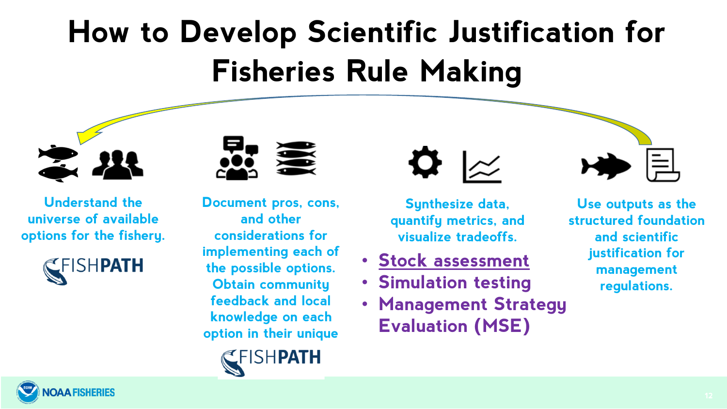# How to Develop Scientific Justification for Fisheries Rule Making

Understand the universe of available options for the fishery.

FISHPATH

Document pros, cons, and other considerations for implementing each of the possible options. Obtain community feedback and local knowledge on each option in their unique

FISHPATH

Synthesize data, quantify metrics, and visualize tradeoffs.

- Stock assessment
- Simulation testing
- Management Strategy Evaluation (MSE)

Use outputs as the structured foundation and scientific justification for management regulations.

NOAA FISHERIES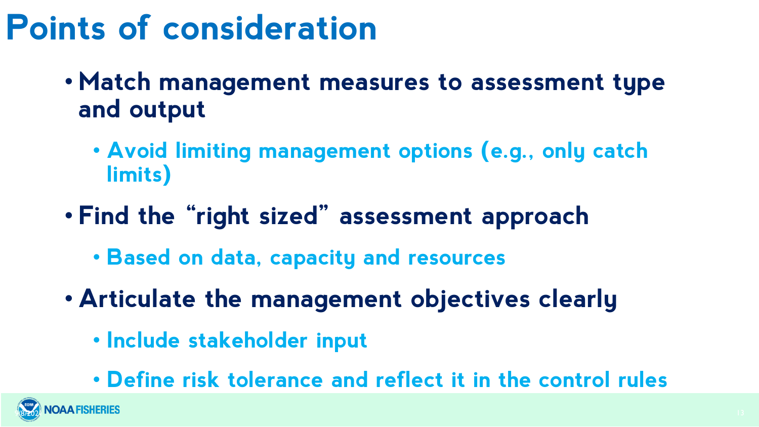# Points of consideration

- **Match management measures to assessment type and output**
  - **Avoid limiting management options (e.g., only catch limits)**
- **Find the "right sized" assessment approach**
  - **Based on data, capacity and resources**
- **Articulate the management objectives clearly**
  - **Include stakeholder input**
  - **Define risk tolerance and reflect it in the control rules**